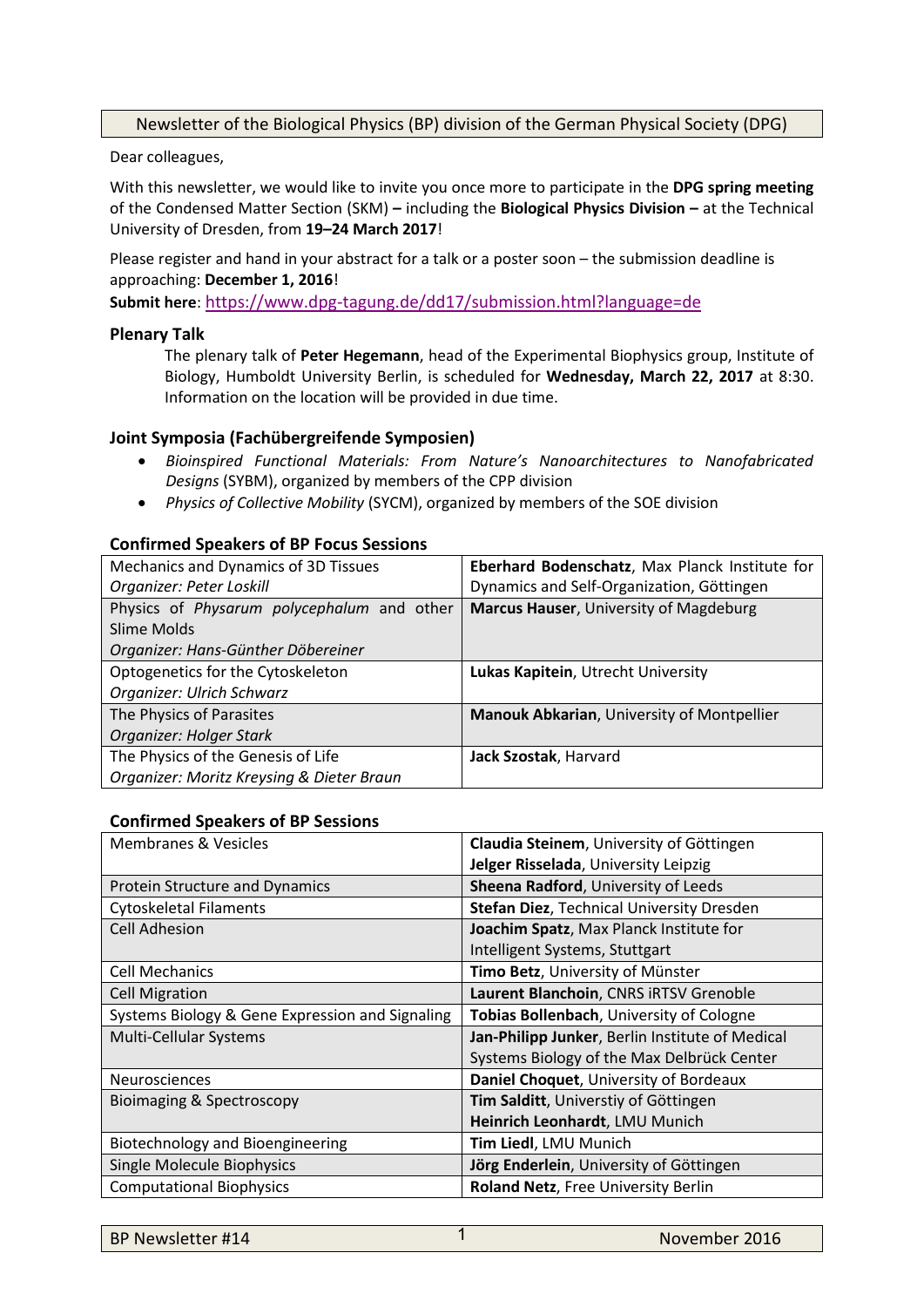Newsletter of the Biological Physics (BP) division of the German Physical Society (DPG)

Dear colleagues,

With this newsletter, we would like to invite you once more to participate in the **DPG spring meeting** of the Condensed Matter Section (SKM) **–** including the **Biological Physics Division –** at the Technical University of Dresden, from **19–24 March 2017**!

Please register and hand in your abstract for a talk or a poster soon – the submission deadline is approaching: **December 1, 2016**!

**Submit here**: https://www.dpg-tagung.de/dd17/submission.html?language=de

### Plenary Talk

The plenary talk of **Peter Hegemann**, head of the Experimental Biophysics group, Institute of Biology, Humboldt University Berlin, is scheduled for **Wednesday, March 22, 2017** at 8:30. Information on the location will be provided in due time.

### Joint Symposia (Fachübergreifende Symposien)

- *Bioinspired Functional Materials: From Nature's Nanoarchitectures to Nanofabricated Designs* (SYBM), organized by members of the CPP division
- *Physics of Collective Mobility* (SYCM), organized by members of the SOE division

### Confirmed Speakers of BP Focus Sessions

| Session | Speaker |
|---|---|
| Mechanics and Dynamics of 3D Tissues<br>*Organizer: Peter Loskill* | **Eberhard Bodenschatz**, Max Planck Institute for Dynamics and Self-Organization, Göttingen |
| Physics of *Physarum polycephalum* and other Slime Molds<br>*Organizer: Hans-Günther Döbereiner* | **Marcus Hauser**, University of Magdeburg |
| Optogenetics for the Cytoskeleton<br>*Organizer: Ulrich Schwarz* | **Lukas Kapitein**, Utrecht University |
| The Physics of Parasites<br>*Organizer: Holger Stark* | **Manouk Abkarian**, University of Montpellier |
| The Physics of the Genesis of Life<br>*Organizer: Moritz Kreysing & Dieter Braun* | **Jack Szostak**, Harvard |

### Confirmed Speakers of BP Sessions

| Session | Speaker |
|---|---|
| Membranes & Vesicles | **Claudia Steinem**, University of Göttingen<br>**Jelger Risselada**, University Leipzig |
| Protein Structure and Dynamics | **Sheena Radford**, University of Leeds |
| Cytoskeletal Filaments | **Stefan Diez**, Technical University Dresden |
| Cell Adhesion | **Joachim Spatz**, Max Planck Institute for Intelligent Systems, Stuttgart |
| Cell Mechanics | **Timo Betz**, University of Münster |
| Cell Migration | **Laurent Blanchoin**, CNRS iRTSV Grenoble |
| Systems Biology & Gene Expression and Signaling | **Tobias Bollenbach**, University of Cologne |
| Multi-Cellular Systems | **Jan-Philipp Junker**, Berlin Institute of Medical Systems Biology of the Max Delbrück Center |
| Neurosciences | **Daniel Choquet**, University of Bordeaux |
| Bioimaging & Spectroscopy | **Tim Salditt**, Universtiy of Göttingen<br>**Heinrich Leonhardt**, LMU Munich |
| Biotechnology and Bioengineering | **Tim Liedl**, LMU Munich |
| Single Molecule Biophysics | **Jörg Enderlein**, University of Göttingen |
| Computational Biophysics | **Roland Netz**, Free University Berlin |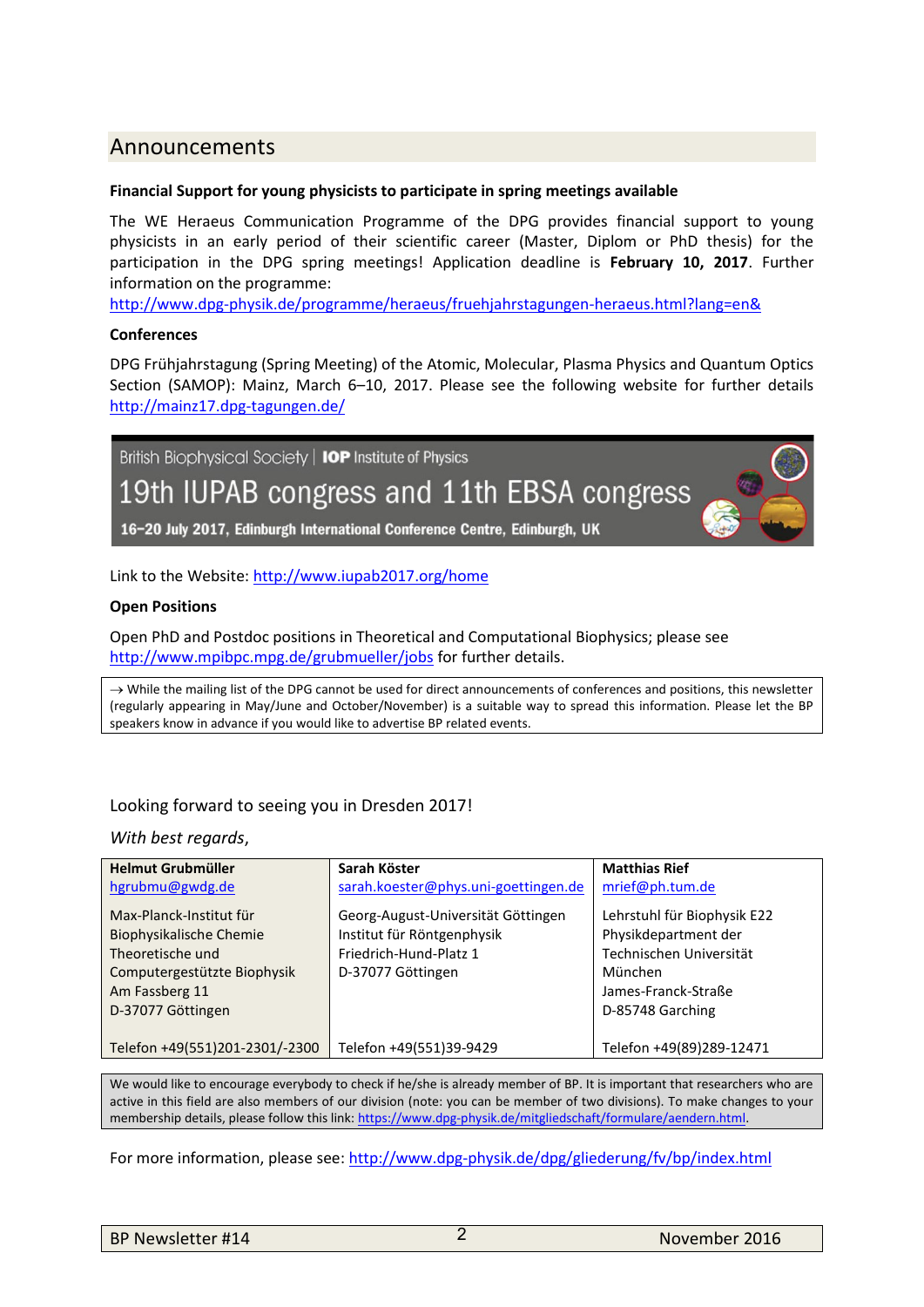## Announcements

**Financial Support for young physicists to participate in spring meetings available**

The WE Heraeus Communication Programme of the DPG provides financial support to young physicists in an early period of their scientific career (Master, Diplom or PhD thesis) for the participation in the DPG spring meetings! Application deadline is **February 10, 2017**. Further information on the programme:
http://www.dpg-physik.de/programme/heraeus/fruehjahrstagungen-heraeus.html?lang=en&

**Conferences**

DPG Frühjahrstagung (Spring Meeting) of the Atomic, Molecular, Plasma Physics and Quantum Optics Section (SAMOP): Mainz, March 6–10, 2017. Please see the following website for further details http://mainz17.dpg-tagungen.de/

British Biophysical Society | IOP Institute of Physics

19th IUPAB congress and 11th EBSA congress

16–20 July 2017, Edinburgh International Conference Centre, Edinburgh, UK

Link to the Website: http://www.iupab2017.org/home

**Open Positions**

Open PhD and Postdoc positions in Theoretical and Computational Biophysics; please see http://www.mpibpc.mpg.de/grubmueller/jobs for further details.

→ While the mailing list of the DPG cannot be used for direct announcements of conferences and positions, this newsletter (regularly appearing in May/June and October/November) is a suitable way to spread this information. Please let the BP speakers know in advance if you would like to advertise BP related events.

Looking forward to seeing you in Dresden 2017!

*With best regards*,

| | | |
|---|---|---|
| **Helmut Grubmüller**<br>hgrubmu@gwdg.de<br><br>Max-Planck-Institut für Biophysikalische Chemie<br>Theoretische und Computergestützte Biophysik<br>Am Fassberg 11<br>D-37077 Göttingen<br><br>Telefon +49(551)201-2301/-2300 | **Sarah Köster**<br>sarah.koester@phys.uni-goettingen.de<br><br>Georg-August-Universität Göttingen<br>Institut für Röntgenphysik<br>Friedrich-Hund-Platz 1<br>D-37077 Göttingen<br><br>Telefon +49(551)39-9429 | **Matthias Rief**<br>mrief@ph.tum.de<br><br>Lehrstuhl für Biophysik E22<br>Physikdepartment der Technischen Universität München<br>James-Franck-Straße<br>D-85748 Garching<br><br>Telefon +49(89)289-12471 |

We would like to encourage everybody to check if he/she is already member of BP. It is important that researchers who are active in this field are also members of our division (note: you can be member of two divisions). To make changes to your membership details, please follow this link: https://www.dpg-physik.de/mitgliedschaft/formulare/aendern.html.

For more information, please see: http://www.dpg-physik.de/dpg/gliederung/fv/bp/index.html